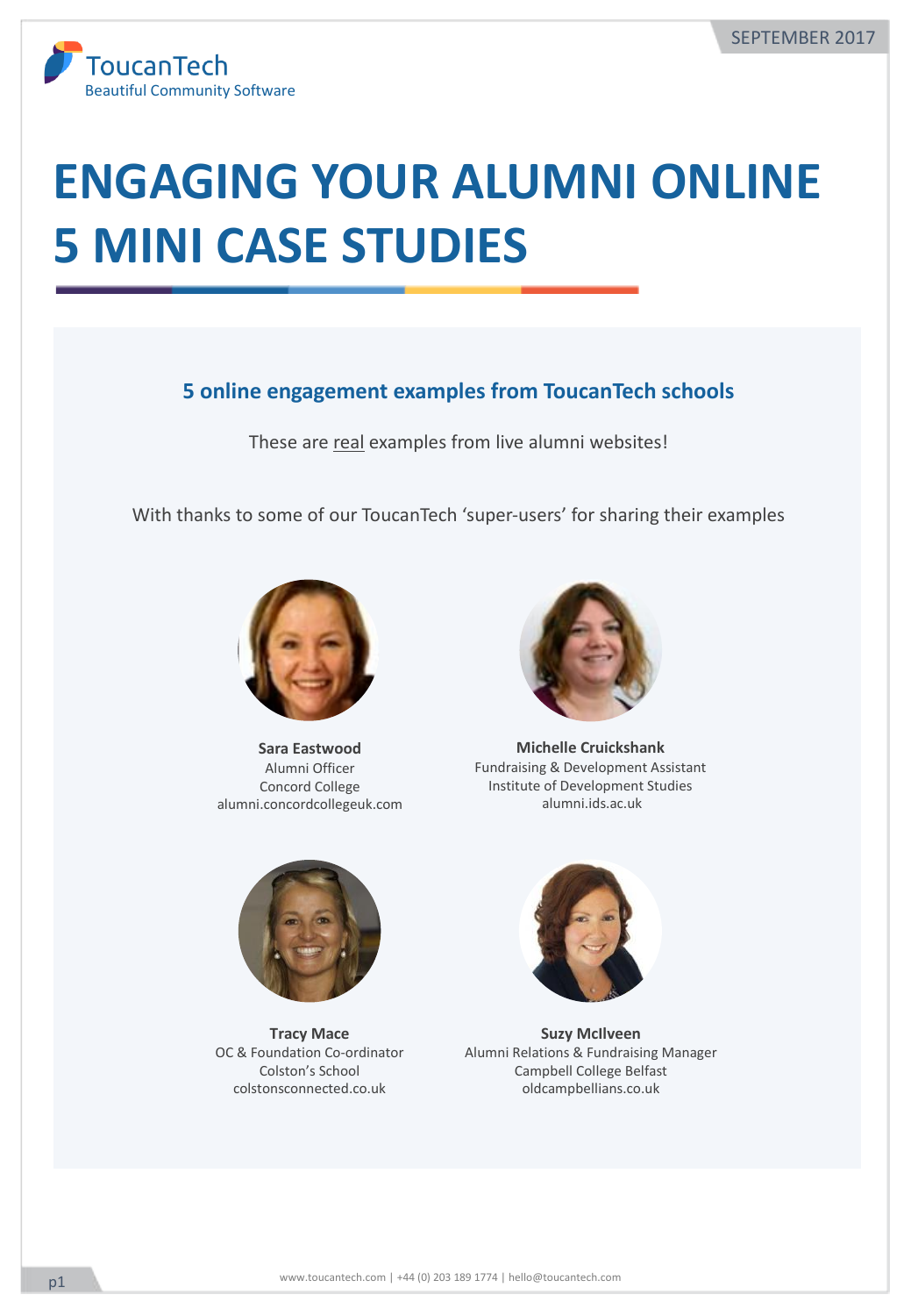ToucanTech
Beautiful Community Software

SEPTEMBER 2017

# ENGAGING YOUR ALUMNI ONLINE
# 5 MINI CASE STUDIES

## 5 online engagement examples from ToucanTech schools

These are real examples from live alumni websites!

With thanks to some of our ToucanTech 'super-users' for sharing their examples

**Sara Eastwood**
Alumni Officer
Concord College
alumni.concordcollegeuk.com

**Michelle Cruickshank**
Fundraising & Development Assistant
Institute of Development Studies
alumni.ids.ac.uk

**Tracy Mace**
OC & Foundation Co-ordinator
Colston's School
colstonsconnected.co.uk

**Suzy McIlveen**
Alumni Relations & Fundraising Manager
Campbell College Belfast
oldcampbellians.co.uk

www.toucantech.com | +44 (0) 203 189 1774 | hello@toucantech.com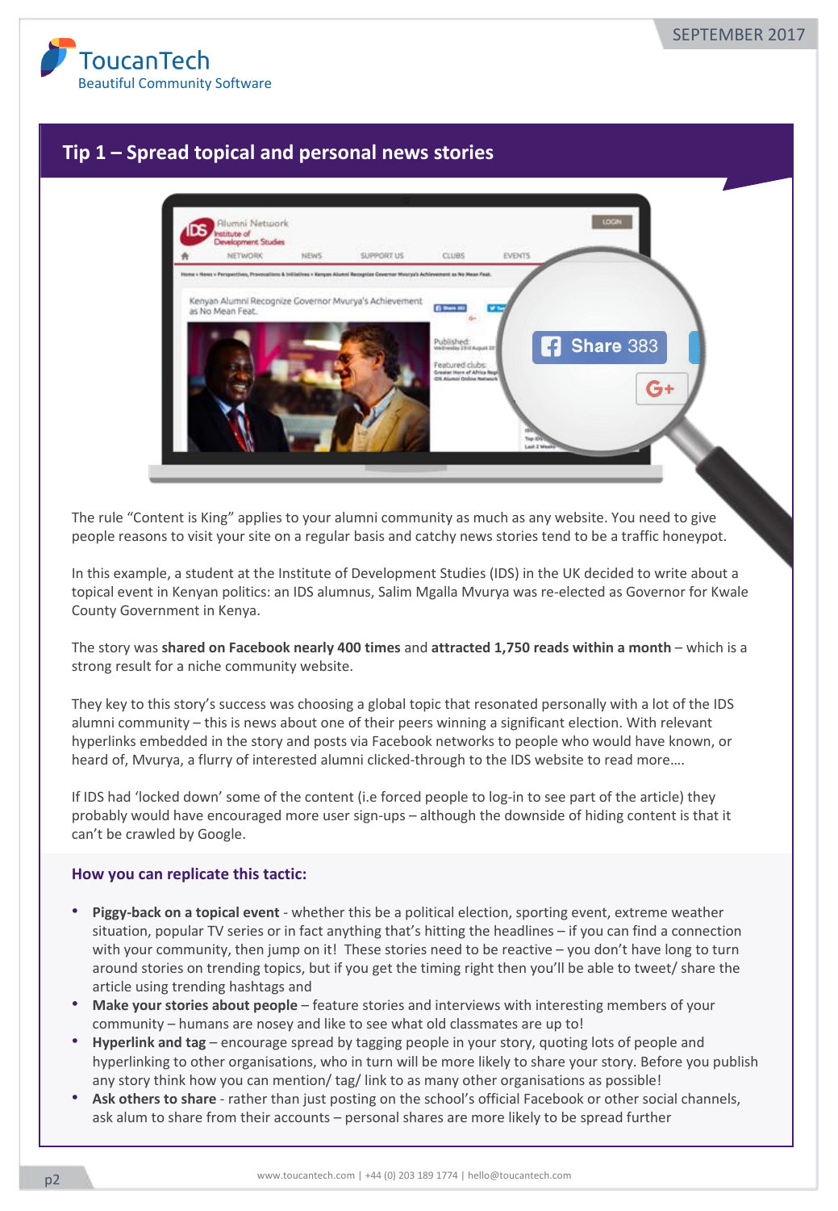## Tip 1 – Spread topical and personal news stories

The rule "Content is King" applies to your alumni community as much as any website. You need to give people reasons to visit your site on a regular basis and catchy news stories tend to be a traffic honeypot.

In this example, a student at the Institute of Development Studies (IDS) in the UK decided to write about a topical event in Kenyan politics: an IDS alumnus, Salim Mgalla Mvurya was re-elected as Governor for Kwale County Government in Kenya.

The story was **shared on Facebook nearly 400 times** and **attracted 1,750 reads within a month** – which is a strong result for a niche community website.

They key to this story's success was choosing a global topic that resonated personally with a lot of the IDS alumni community – this is news about one of their peers winning a significant election. With relevant hyperlinks embedded in the story and posts via Facebook networks to people who would have known, or heard of, Mvurya, a flurry of interested alumni clicked-through to the IDS website to read more….

If IDS had 'locked down' some of the content (i.e forced people to log-in to see part of the article) they probably would have encouraged more user sign-ups – although the downside of hiding content is that it can't be crawled by Google.

### How you can replicate this tactic:

- **Piggy-back on a topical event** - whether this be a political election, sporting event, extreme weather situation, popular TV series or in fact anything that's hitting the headlines – if you can find a connection with your community, then jump on it! These stories need to be reactive – you don't have long to turn around stories on trending topics, but if you get the timing right then you'll be able to tweet/ share the article using trending hashtags and
- **Make your stories about people** – feature stories and interviews with interesting members of your community – humans are nosey and like to see what old classmates are up to!
- **Hyperlink and tag** – encourage spread by tagging people in your story, quoting lots of people and hyperlinking to other organisations, who in turn will be more likely to share your story. Before you publish any story think how you can mention/ tag/ link to as many other organisations as possible!
- **Ask others to share** - rather than just posting on the school's official Facebook or other social channels, ask alum to share from their accounts – personal shares are more likely to be spread further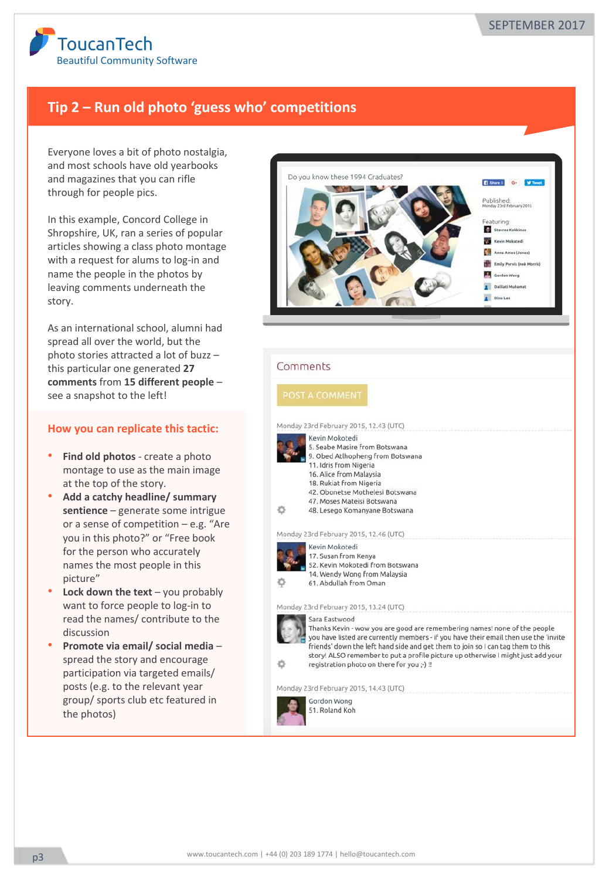## Tip 2 – Run old photo 'guess who' competitions

Everyone loves a bit of photo nostalgia, and most schools have old yearbooks and magazines that you can rifle through for people pics.

In this example, Concord College in Shropshire, UK, ran a series of popular articles showing a class photo montage with a request for alums to log-in and name the people in the photos by leaving comments underneath the story.

As an international school, alumni had spread all over the world, but the photo stories attracted a lot of buzz – this particular one generated **27 comments** from **15 different people** – see a snapshot to the left!

### How you can replicate this tactic:

- **Find old photos** - create a photo montage to use as the main image at the top of the story.
- **Add a catchy headline/ summary sentience** – generate some intrigue or a sense of competition – e.g. "Are you in this photo?" or "Free book for the person who accurately names the most people in this picture"
- **Lock down the text** – you probably want to force people to log-in to read the names/ contribute to the discussion
- **Promote via email/ social media** – spread the story and encourage participation via targeted emails/ posts (e.g. to the relevant year group/ sports club etc featured in the photos)

Do you know these 1994 Graduates?

Published:
Monday 23rd February 2015

Featuring:
- Stavros Kokkinos
- Kevin Mokotedi
- Anna Amos (Jones)
- Emily Purvis (neé Morris)
- Gordon Wong
- Dallati Mukamat
- Dina Lee

Comments

POST A COMMENT

Monday 23rd February 2015, 12.43 (UTC)
Kevin Mokotedi
5. Seabe Masire from Botswana
9. Obed Atlhopheng from Botswana
11. Idris from Nigeria
16. Alice from Malaysia
18. Rukiat from Nigeria
42. Obonetse Mothelesi Botswana
47. Moses Mateisi Botswana
48. Lesego Komanyane Botswana

Monday 23rd February 2015, 12.46 (UTC)
Kevin Mokotedi
17. Susan from Kenya
52. Kevin Mokotedi from Botswana
14. Wendy Wong from Malaysia
61. Abdullah from Oman

Monday 23rd February 2015, 13.24 (UTC)
Sara Eastwood
Thanks Kevin - wow you are good are remembering names! none of the people you have listed are currently members - if you have their email then use the 'invite friends' down the left hand side and get them to join so I can tag them to this story! ALSO remember to put a profile picture up otherwise I might just add your registration photo on there for you ;-) !!

Monday 23rd February 2015, 14.43 (UTC)
Gordon Wong
51. Roland Koh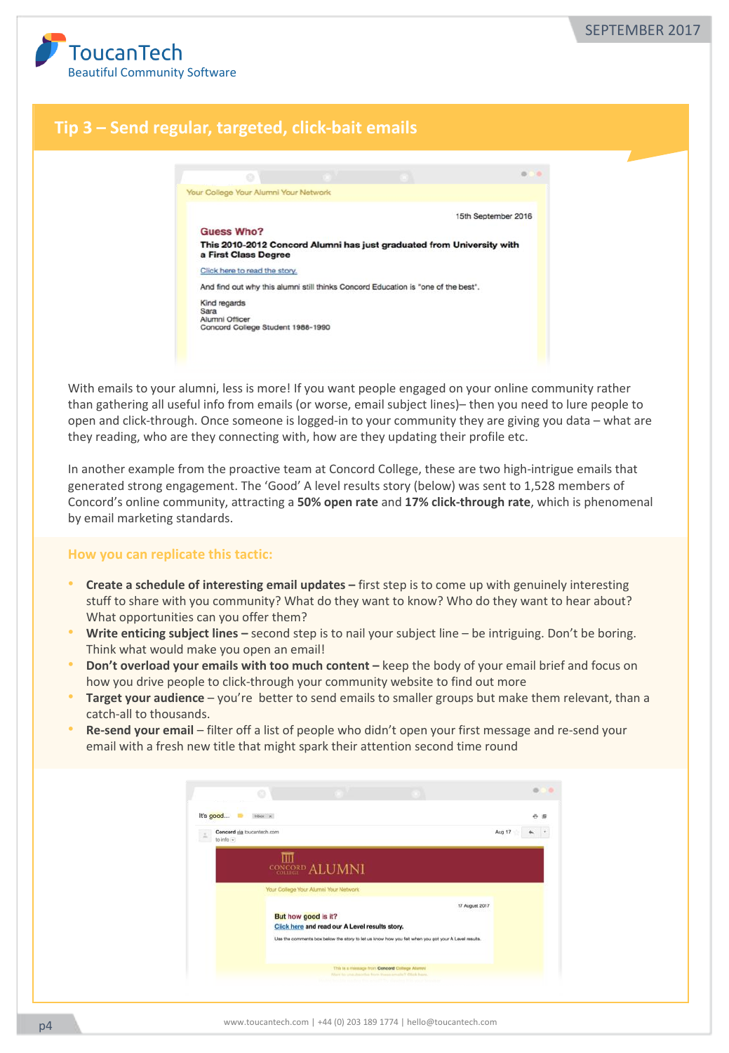## Tip 3 – Send regular, targeted, click-bait emails

Your College Your Alumni Your Network

15th September 2016

**Guess Who?**

**This 2010-2012 Concord Alumni has just graduated from University with a First Class Degree**

Click here to read the story.

And find out why this alumni still thinks Concord Education is "one of the best".

Kind regards
Sara
Alumni Officer
Concord College Student 1988-1990

With emails to your alumni, less is more! If you want people engaged on your online community rather than gathering all useful info from emails (or worse, email subject lines)– then you need to lure people to open and click-through. Once someone is logged-in to your community they are giving you data – what are they reading, who are they connecting with, how are they updating their profile etc.

In another example from the proactive team at Concord College, these are two high-intrigue emails that generated strong engagement. The 'Good' A level results story (below) was sent to 1,528 members of Concord's online community, attracting a **50% open rate** and **17% click-through rate**, which is phenomenal by email marketing standards.

### How you can replicate this tactic:

- **Create a schedule of interesting email updates –** first step is to come up with genuinely interesting stuff to share with you community? What do they want to know? Who do they want to hear about? What opportunities can you offer them?
- **Write enticing subject lines –** second step is to nail your subject line – be intriguing. Don't be boring. Think what would make you open an email!
- **Don't overload your emails with too much content –** keep the body of your email brief and focus on how you drive people to click-through your community website to find out more
- **Target your audience** – you're better to send emails to smaller groups but make them relevant, than a catch-all to thousands.
- **Re-send your email** – filter off a list of people who didn't open your first message and re-send your email with a fresh new title that might spark their attention second time round

It's good...

Concord via toucantech.com
to info

Aug 17

CONCORD COLLEGE ALUMNI

Your College Your Alumni Your Network

17 August 2017

**But how good is it?**

**Click here and read our A Level results story.**

Use the comments box below the story to let us know how you felt when you got your A Level results.

This is a message from Concord College Alumni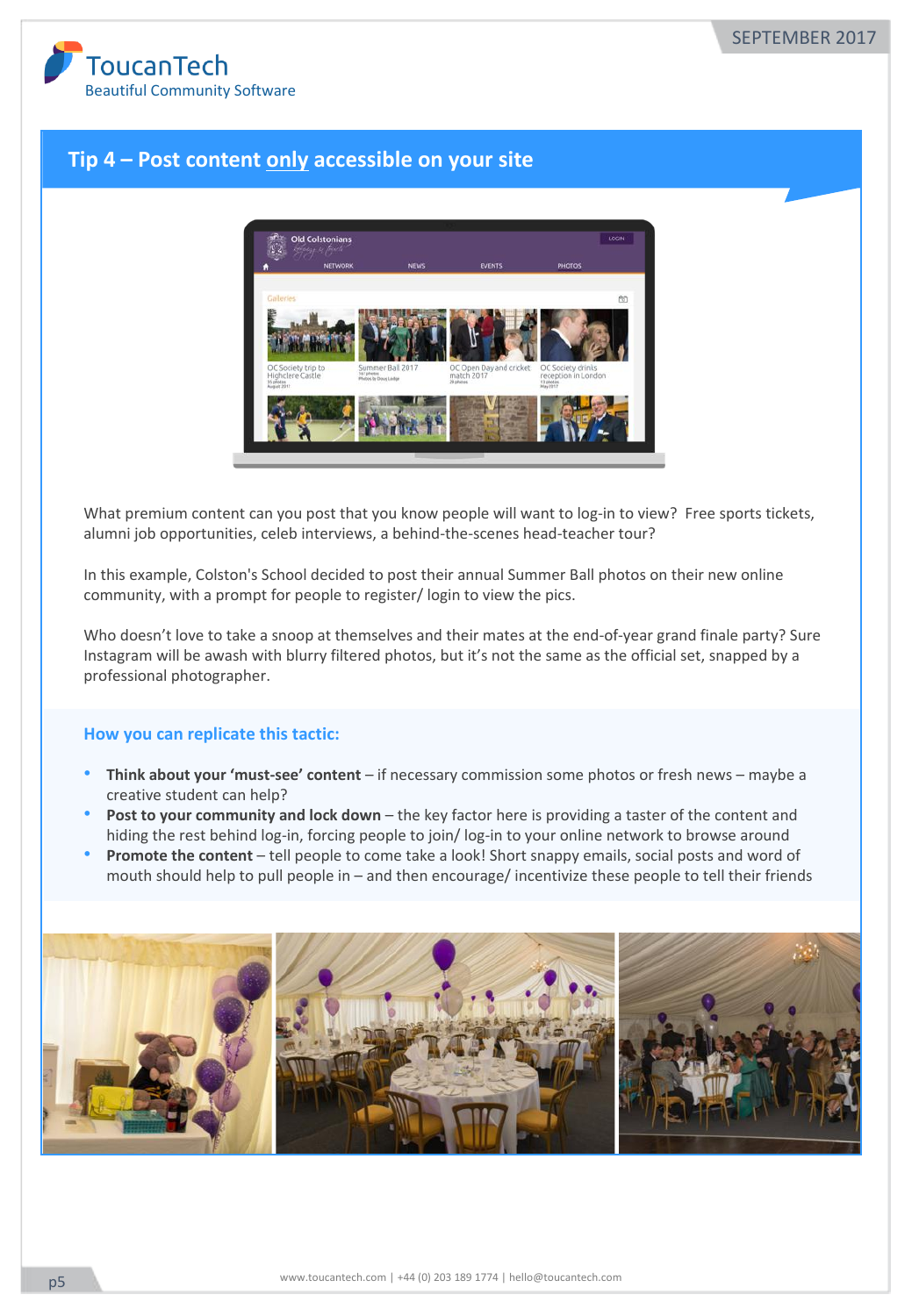## Tip 4 – Post content only accessible on your site

What premium content can you post that you know people will want to log-in to view? Free sports tickets, alumni job opportunities, celeb interviews, a behind-the-scenes head-teacher tour?

In this example, Colston's School decided to post their annual Summer Ball photos on their new online community, with a prompt for people to register/ login to view the pics.

Who doesn't love to take a snoop at themselves and their mates at the end-of-year grand finale party? Sure Instagram will be awash with blurry filtered photos, but it's not the same as the official set, snapped by a professional photographer.

### How you can replicate this tactic:

- **Think about your 'must-see' content** – if necessary commission some photos or fresh news – maybe a creative student can help?
- **Post to your community and lock down** – the key factor here is providing a taster of the content and hiding the rest behind log-in, forcing people to join/ log-in to your online network to browse around
- **Promote the content** – tell people to come take a look! Short snappy emails, social posts and word of mouth should help to pull people in – and then encourage/ incentivize these people to tell their friends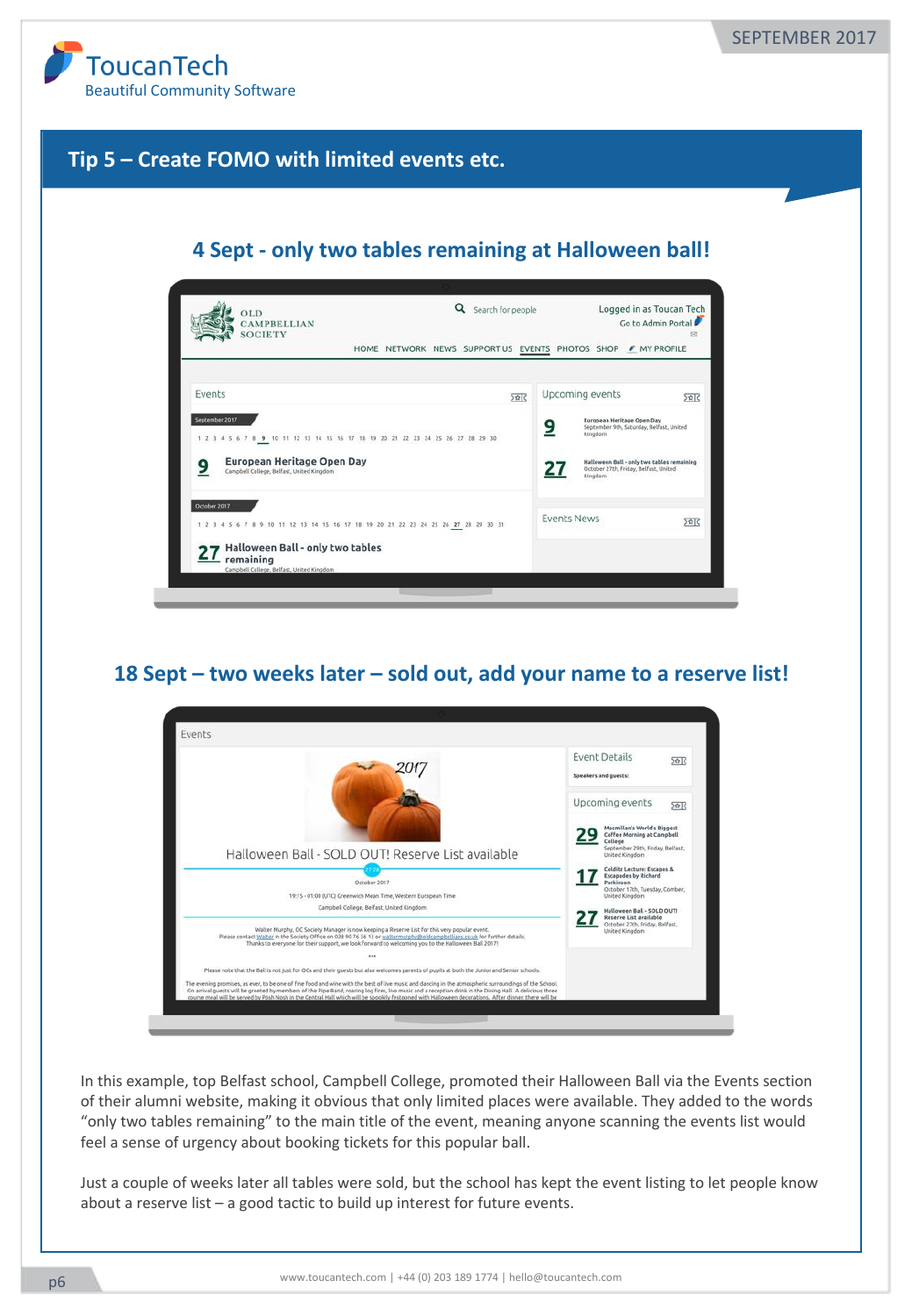## Tip 5 – Create FOMO with limited events etc.

### 4 Sept - only two tables remaining at Halloween ball!

### 18 Sept – two weeks later – sold out, add your name to a reserve list!

In this example, top Belfast school, Campbell College, promoted their Halloween Ball via the Events section of their alumni website, making it obvious that only limited places were available. They added to the words “only two tables remaining” to the main title of the event, meaning anyone scanning the events list would feel a sense of urgency about booking tickets for this popular ball.

Just a couple of weeks later all tables were sold, but the school has kept the event listing to let people know about a reserve list – a good tactic to build up interest for future events.